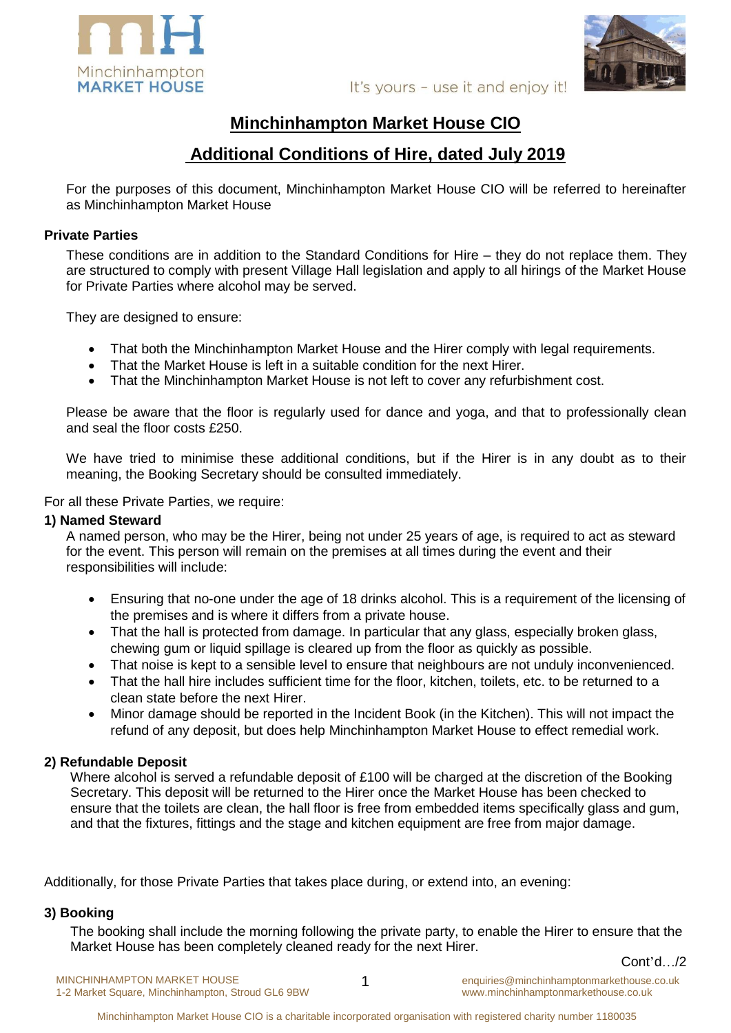Minchinhampton
MARKET HOUSE

It's yours – use it and enjoy it!

# Minchinhampton Market House CIO

## Additional Conditions of Hire, dated July 2019

For the purposes of this document, Minchinhampton Market House CIO will be referred to hereinafter as Minchinhampton Market House

### Private Parties

These conditions are in addition to the Standard Conditions for Hire – they do not replace them. They are structured to comply with present Village Hall legislation and apply to all hirings of the Market House for Private Parties where alcohol may be served.

They are designed to ensure:

- That both the Minchinhampton Market House and the Hirer comply with legal requirements.
- That the Market House is left in a suitable condition for the next Hirer.
- That the Minchinhampton Market House is not left to cover any refurbishment cost.

Please be aware that the floor is regularly used for dance and yoga, and that to professionally clean and seal the floor costs £250.

We have tried to minimise these additional conditions, but if the Hirer is in any doubt as to their meaning, the Booking Secretary should be consulted immediately.

For all these Private Parties, we require:

### 1) Named Steward

A named person, who may be the Hirer, being not under 25 years of age, is required to act as steward for the event. This person will remain on the premises at all times during the event and their responsibilities will include:

- Ensuring that no-one under the age of 18 drinks alcohol. This is a requirement of the licensing of the premises and is where it differs from a private house.
- That the hall is protected from damage. In particular that any glass, especially broken glass, chewing gum or liquid spillage is cleared up from the floor as quickly as possible.
- That noise is kept to a sensible level to ensure that neighbours are not unduly inconvenienced.
- That the hall hire includes sufficient time for the floor, kitchen, toilets, etc. to be returned to a clean state before the next Hirer.
- Minor damage should be reported in the Incident Book (in the Kitchen). This will not impact the refund of any deposit, but does help Minchinhampton Market House to effect remedial work.

### 2) Refundable Deposit

Where alcohol is served a refundable deposit of £100 will be charged at the discretion of the Booking Secretary. This deposit will be returned to the Hirer once the Market House has been checked to ensure that the toilets are clean, the hall floor is free from embedded items specifically glass and gum, and that the fixtures, fittings and the stage and kitchen equipment are free from major damage.

Additionally, for those Private Parties that takes place during, or extend into, an evening:

### 3) Booking

The booking shall include the morning following the private party, to enable the Hirer to ensure that the Market House has been completely cleaned ready for the next Hirer.

Cont'd…/2

MINCHINHAMPTON MARKET HOUSE
1-2 Market Square, Minchinhampton, Stroud GL6 9BW

enquiries@minchinhamptonmarkethouse.co.uk
www.minchinhamptonmarkethouse.co.uk

Minchinhampton Market House CIO is a charitable incorporated organisation with registered charity number 1180035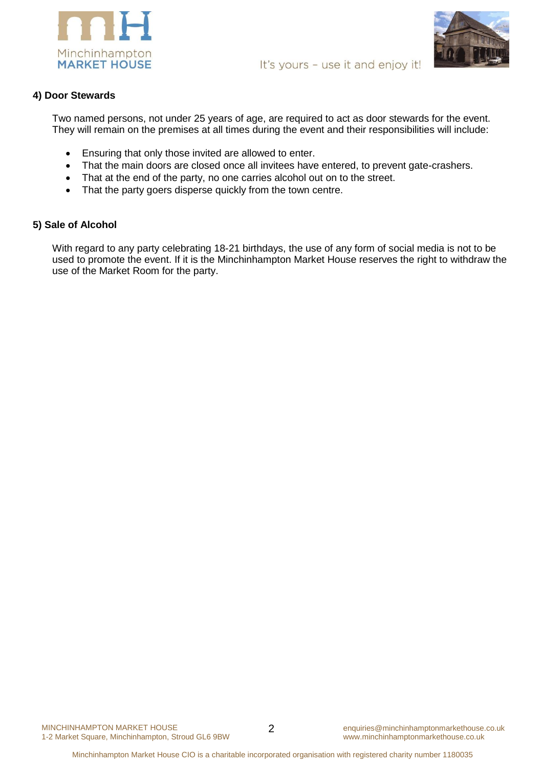**4) Door Stewards**

Two named persons, not under 25 years of age, are required to act as door stewards for the event. They will remain on the premises at all times during the event and their responsibilities will include:

- Ensuring that only those invited are allowed to enter.
- That the main doors are closed once all invitees have entered, to prevent gate-crashers.
- That at the end of the party, no one carries alcohol out on to the street.
- That the party goers disperse quickly from the town centre.

**5) Sale of Alcohol**

With regard to any party celebrating 18-21 birthdays, the use of any form of social media is not to be used to promote the event. If it is the Minchinhampton Market House reserves the right to withdraw the use of the Market Room for the party.